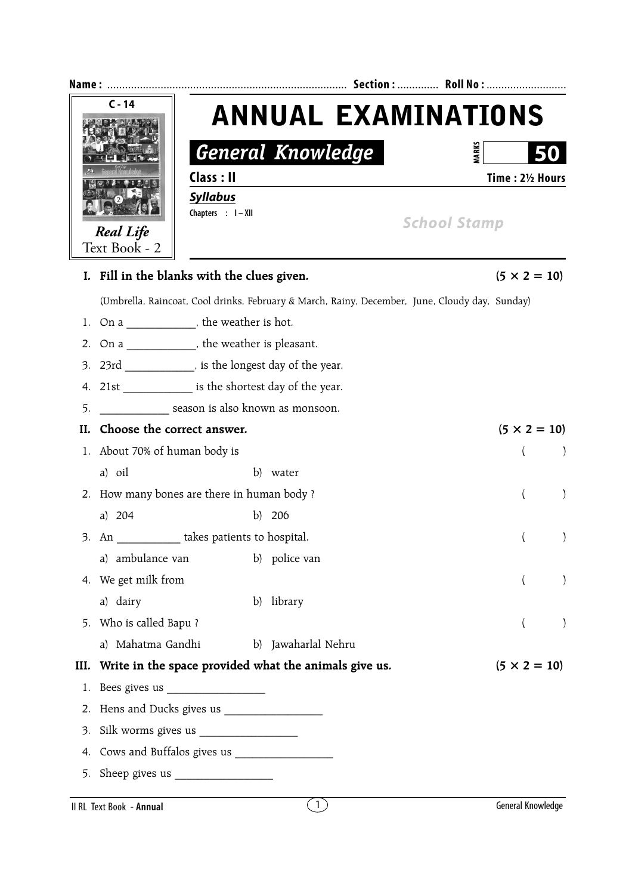Name : ................................................................................ Section : ............. Roll No : ..........................

C - 14

*Real Life*
Text Book - 2

# ANNUAL EXAMINATIONS

## *General Knowledge*

MARKS **50**

**Class : II** **Time : 2½ Hours**

***Syllabus***

**Chapters : I – XII**

School Stamp

**I. Fill in the blanks with the clues given.** **(5 × 2 = 10)**

(Umbrella, Raincoat, Cool drinks, February & March, Rainy, December, June, Cloudy day, Sunday)

1. On a ____________, the weather is hot.
2. On a ____________, the weather is pleasant.
3. 23rd ____________, is the longest day of the year.
4. 21st ____________ is the shortest day of the year.
5. ____________ season is also known as monsoon.

**II. Choose the correct answer.** **(5 × 2 = 10)**

1. About 70% of human body is ( )
   a) oil b) water
2. How many bones are there in human body ? ( )
   a) 204 b) 206
3. An ___________ takes patients to hospital. ( )
   a) ambulance van b) police van
4. We get milk from ( )
   a) dairy b) library
5. Who is called Bapu ? ( )
   a) Mahatma Gandhi b) Jawaharlal Nehru

**III. Write in the space provided what the animals give us.** **(5 × 2 = 10)**

1. Bees gives us _________________
2. Hens and Ducks gives us _________________
3. Silk worms gives us _________________
4. Cows and Buffalos gives us _________________
5. Sheep gives us _________________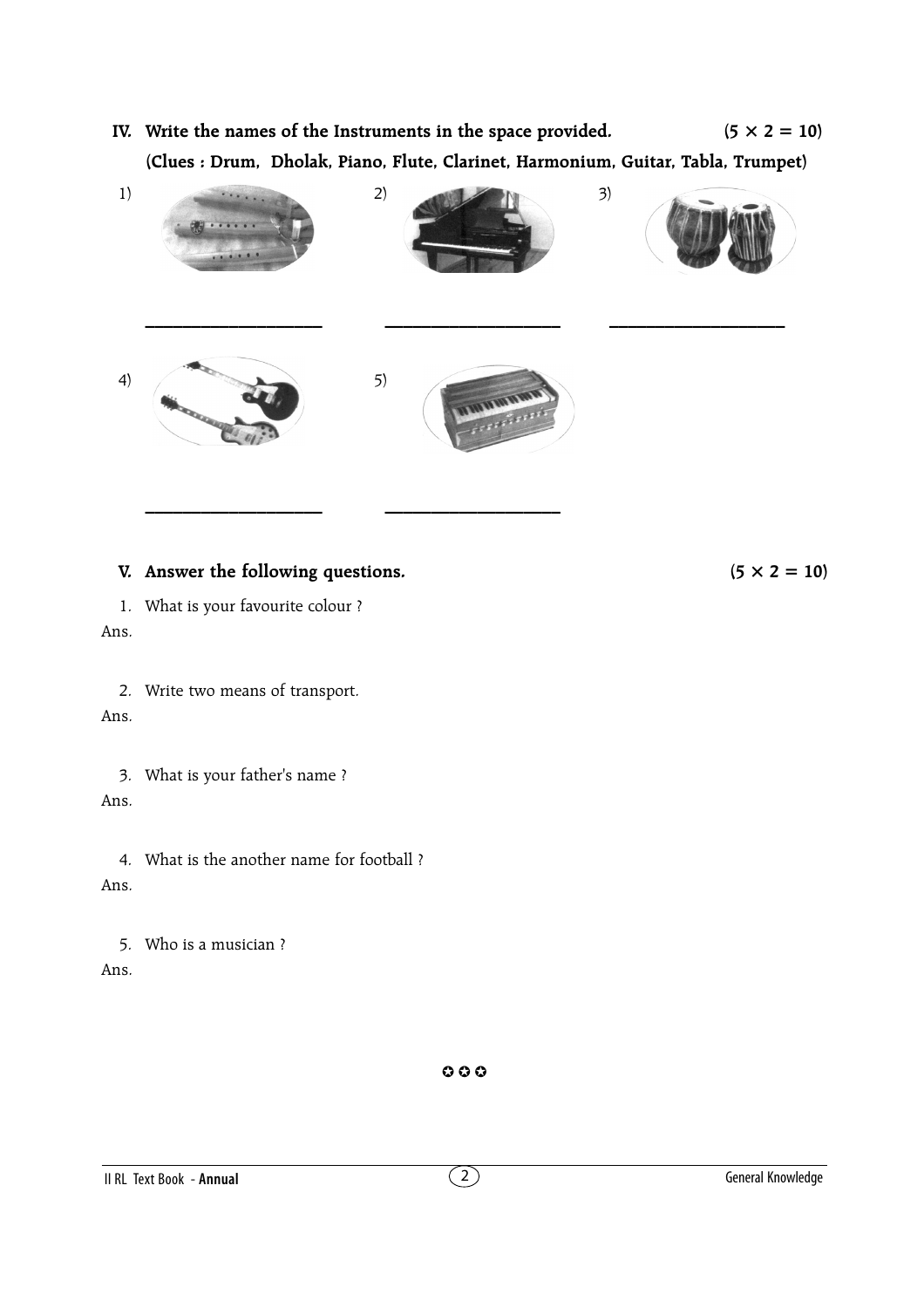**IV. Write the names of the Instruments in the space provided.** **(5 × 2 = 10)**

**(Clues : Drum, Dholak, Piano, Flute, Clarinet, Harmonium, Guitar, Tabla, Trumpet)**

1) ____________________

2) ____________________

3) ____________________

4) ____________________

5) ____________________

**V. Answer the following questions.** **(5 × 2 = 10)**

1. What is your favourite colour ?

Ans.

2. Write two means of transport.

Ans.

3. What is your father's name ?

Ans.

4. What is the another name for football ?

Ans.

5. Who is a musician ?

Ans.

✪ ✪ ✪